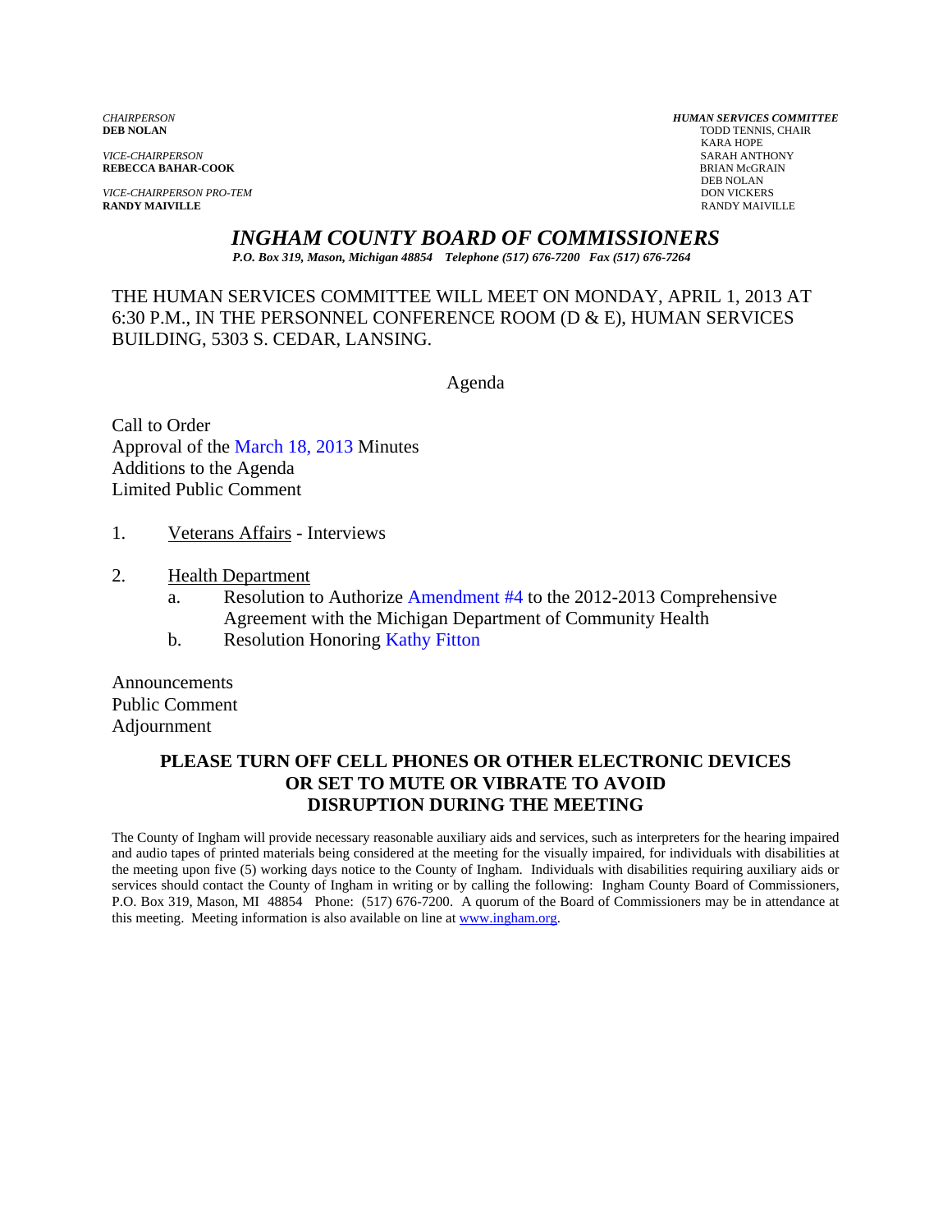*CHAIRPERSON*
**DEB NOLAN**

*VICE-CHAIRPERSON*
**REBECCA BAHAR-COOK**

*VICE-CHAIRPERSON PRO-TEM*
**RANDY MAIVILLE**

***HUMAN SERVICES COMMITTEE***
TODD TENNIS, CHAIR
KARA HOPE
SARAH ANTHONY
BRIAN McGRAIN
DEB NOLAN
DON VICKERS
RANDY MAIVILLE

# *INGHAM COUNTY BOARD OF COMMISSIONERS*

***P.O. Box 319, Mason, Michigan 48854 Telephone (517) 676-7200 Fax (517) 676-7264***

THE HUMAN SERVICES COMMITTEE WILL MEET ON MONDAY, APRIL 1, 2013 AT 6:30 P.M., IN THE PERSONNEL CONFERENCE ROOM (D & E), HUMAN SERVICES BUILDING, 5303 S. CEDAR, LANSING.

Agenda

Call to Order
Approval of the March 18, 2013 Minutes
Additions to the Agenda
Limited Public Comment

1. Veterans Affairs - Interviews

2. Health Department
   a. Resolution to Authorize Amendment #4 to the 2012-2013 Comprehensive Agreement with the Michigan Department of Community Health
   b. Resolution Honoring Kathy Fitton

Announcements
Public Comment
Adjournment

**PLEASE TURN OFF CELL PHONES OR OTHER ELECTRONIC DEVICES OR SET TO MUTE OR VIBRATE TO AVOID DISRUPTION DURING THE MEETING**

The County of Ingham will provide necessary reasonable auxiliary aids and services, such as interpreters for the hearing impaired and audio tapes of printed materials being considered at the meeting for the visually impaired, for individuals with disabilities at the meeting upon five (5) working days notice to the County of Ingham. Individuals with disabilities requiring auxiliary aids or services should contact the County of Ingham in writing or by calling the following: Ingham County Board of Commissioners, P.O. Box 319, Mason, MI 48854 Phone: (517) 676-7200. A quorum of the Board of Commissioners may be in attendance at this meeting. Meeting information is also available on line at www.ingham.org.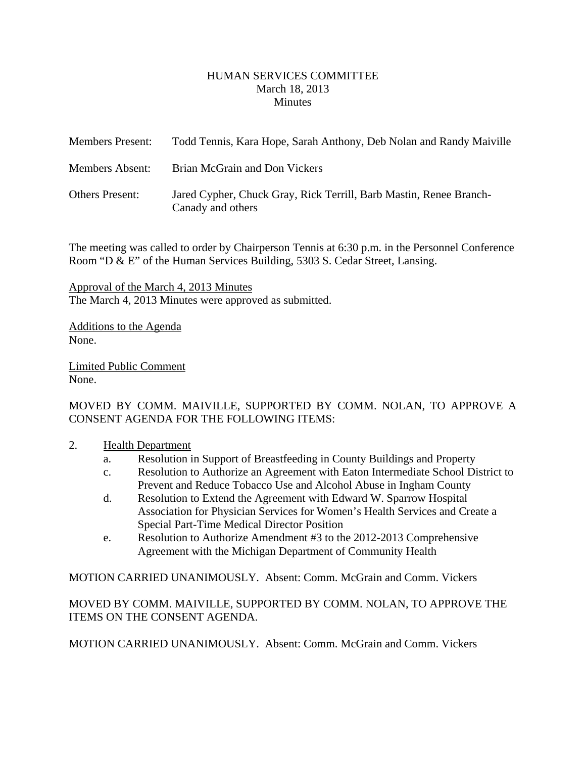# HUMAN SERVICES COMMITTEE
March 18, 2013
Minutes

Members Present: Todd Tennis, Kara Hope, Sarah Anthony, Deb Nolan and Randy Maiville

Members Absent: Brian McGrain and Don Vickers

Others Present: Jared Cypher, Chuck Gray, Rick Terrill, Barb Mastin, Renee Branch-Canady and others

The meeting was called to order by Chairperson Tennis at 6:30 p.m. in the Personnel Conference Room "D & E" of the Human Services Building, 5303 S. Cedar Street, Lansing.

Approval of the March 4, 2013 Minutes
The March 4, 2013 Minutes were approved as submitted.

Additions to the Agenda
None.

Limited Public Comment
None.

MOVED BY COMM. MAIVILLE, SUPPORTED BY COMM. NOLAN, TO APPROVE A CONSENT AGENDA FOR THE FOLLOWING ITEMS:

2. Health Department
   a. Resolution in Support of Breastfeeding in County Buildings and Property
   c. Resolution to Authorize an Agreement with Eaton Intermediate School District to Prevent and Reduce Tobacco Use and Alcohol Abuse in Ingham County
   d. Resolution to Extend the Agreement with Edward W. Sparrow Hospital Association for Physician Services for Women's Health Services and Create a Special Part-Time Medical Director Position
   e. Resolution to Authorize Amendment #3 to the 2012-2013 Comprehensive Agreement with the Michigan Department of Community Health

MOTION CARRIED UNANIMOUSLY. Absent: Comm. McGrain and Comm. Vickers

MOVED BY COMM. MAIVILLE, SUPPORTED BY COMM. NOLAN, TO APPROVE THE ITEMS ON THE CONSENT AGENDA.

MOTION CARRIED UNANIMOUSLY. Absent: Comm. McGrain and Comm. Vickers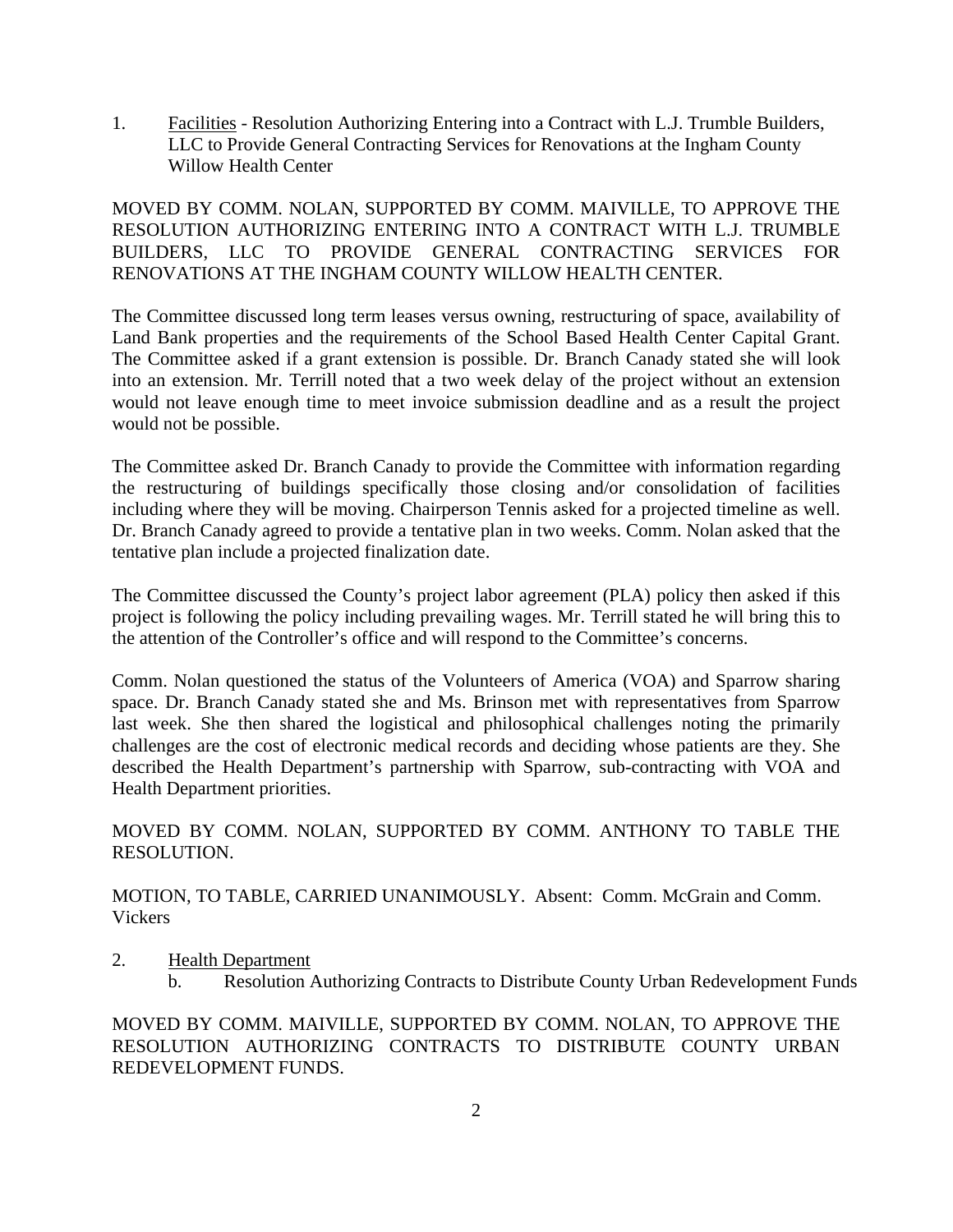1. <u>Facilities</u> - Resolution Authorizing Entering into a Contract with L.J. Trumble Builders, LLC to Provide General Contracting Services for Renovations at the Ingham County Willow Health Center

MOVED BY COMM. NOLAN, SUPPORTED BY COMM. MAIVILLE, TO APPROVE THE RESOLUTION AUTHORIZING ENTERING INTO A CONTRACT WITH L.J. TRUMBLE BUILDERS, LLC TO PROVIDE GENERAL CONTRACTING SERVICES FOR RENOVATIONS AT THE INGHAM COUNTY WILLOW HEALTH CENTER.

The Committee discussed long term leases versus owning, restructuring of space, availability of Land Bank properties and the requirements of the School Based Health Center Capital Grant. The Committee asked if a grant extension is possible. Dr. Branch Canady stated she will look into an extension. Mr. Terrill noted that a two week delay of the project without an extension would not leave enough time to meet invoice submission deadline and as a result the project would not be possible.

The Committee asked Dr. Branch Canady to provide the Committee with information regarding the restructuring of buildings specifically those closing and/or consolidation of facilities including where they will be moving. Chairperson Tennis asked for a projected timeline as well. Dr. Branch Canady agreed to provide a tentative plan in two weeks. Comm. Nolan asked that the tentative plan include a projected finalization date.

The Committee discussed the County's project labor agreement (PLA) policy then asked if this project is following the policy including prevailing wages. Mr. Terrill stated he will bring this to the attention of the Controller's office and will respond to the Committee's concerns.

Comm. Nolan questioned the status of the Volunteers of America (VOA) and Sparrow sharing space. Dr. Branch Canady stated she and Ms. Brinson met with representatives from Sparrow last week. She then shared the logistical and philosophical challenges noting the primarily challenges are the cost of electronic medical records and deciding whose patients are they. She described the Health Department's partnership with Sparrow, sub-contracting with VOA and Health Department priorities.

MOVED BY COMM. NOLAN, SUPPORTED BY COMM. ANTHONY TO TABLE THE RESOLUTION.

MOTION, TO TABLE, CARRIED UNANIMOUSLY. Absent: Comm. McGrain and Comm. Vickers

2. <u>Health Department</u>
   b. Resolution Authorizing Contracts to Distribute County Urban Redevelopment Funds

MOVED BY COMM. MAIVILLE, SUPPORTED BY COMM. NOLAN, TO APPROVE THE RESOLUTION AUTHORIZING CONTRACTS TO DISTRIBUTE COUNTY URBAN REDEVELOPMENT FUNDS.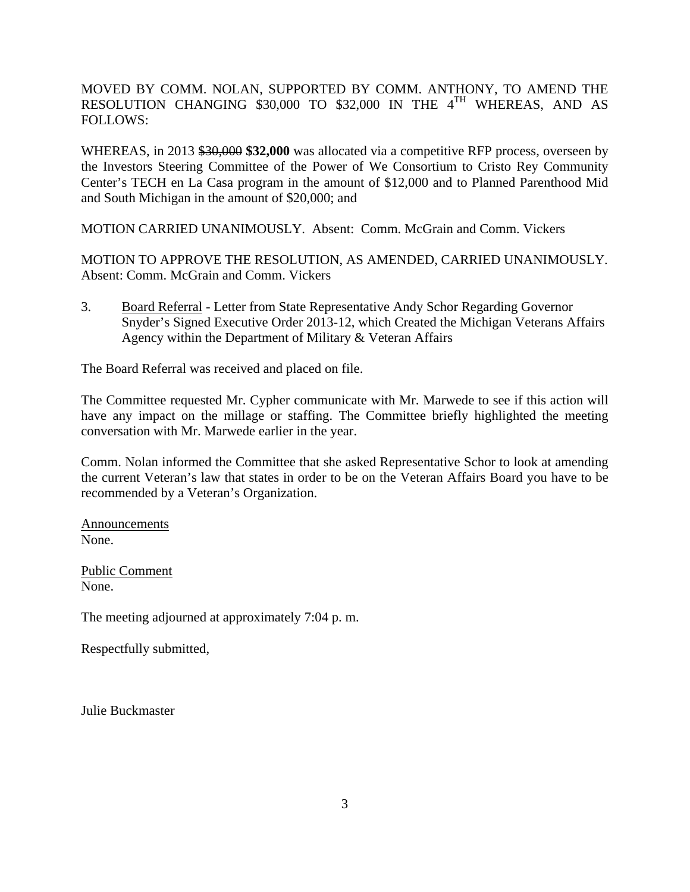MOVED BY COMM. NOLAN, SUPPORTED BY COMM. ANTHONY, TO AMEND THE RESOLUTION CHANGING \$30,000 TO \$32,000 IN THE 4$^{TH}$ WHEREAS, AND AS FOLLOWS:

WHEREAS, in 2013 ~~\$30,000~~ **\$32,000** was allocated via a competitive RFP process, overseen by the Investors Steering Committee of the Power of We Consortium to Cristo Rey Community Center's TECH en La Casa program in the amount of \$12,000 and to Planned Parenthood Mid and South Michigan in the amount of \$20,000; and

MOTION CARRIED UNANIMOUSLY. Absent: Comm. McGrain and Comm. Vickers

MOTION TO APPROVE THE RESOLUTION, AS AMENDED, CARRIED UNANIMOUSLY. Absent: Comm. McGrain and Comm. Vickers

3. Board Referral - Letter from State Representative Andy Schor Regarding Governor Snyder's Signed Executive Order 2013-12, which Created the Michigan Veterans Affairs Agency within the Department of Military & Veteran Affairs

The Board Referral was received and placed on file.

The Committee requested Mr. Cypher communicate with Mr. Marwede to see if this action will have any impact on the millage or staffing. The Committee briefly highlighted the meeting conversation with Mr. Marwede earlier in the year.

Comm. Nolan informed the Committee that she asked Representative Schor to look at amending the current Veteran's law that states in order to be on the Veteran Affairs Board you have to be recommended by a Veteran's Organization.

Announcements
None.

Public Comment
None.

The meeting adjourned at approximately 7:04 p. m.

Respectfully submitted,

Julie Buckmaster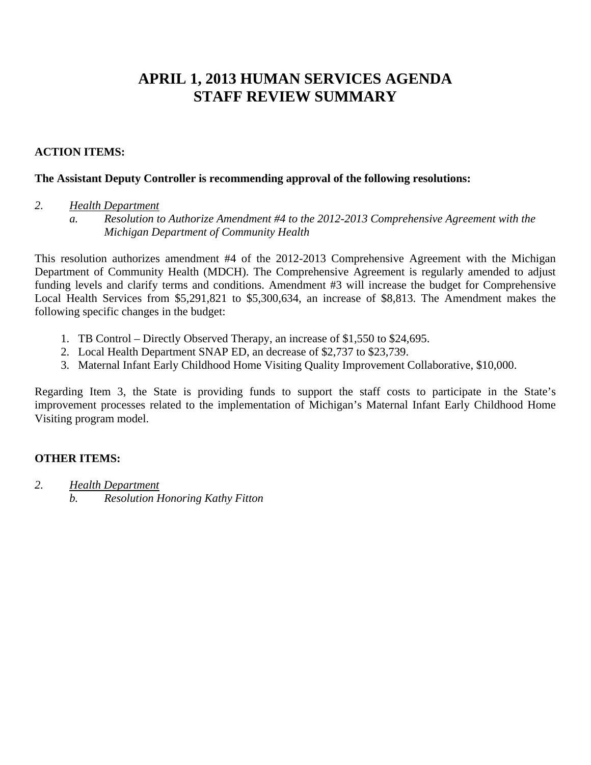# APRIL 1, 2013 HUMAN SERVICES AGENDA
# STAFF REVIEW SUMMARY

**ACTION ITEMS:**

**The Assistant Deputy Controller is recommending approval of the following resolutions:**

*2.* *Health Department*

*a.* *Resolution to Authorize Amendment #4 to the 2012-2013 Comprehensive Agreement with the Michigan Department of Community Health*

This resolution authorizes amendment #4 of the 2012-2013 Comprehensive Agreement with the Michigan Department of Community Health (MDCH). The Comprehensive Agreement is regularly amended to adjust funding levels and clarify terms and conditions. Amendment #3 will increase the budget for Comprehensive Local Health Services from $5,291,821 to $5,300,634, an increase of $8,813. The Amendment makes the following specific changes in the budget:

1. TB Control – Directly Observed Therapy, an increase of $1,550 to $24,695.
2. Local Health Department SNAP ED, an decrease of $2,737 to $23,739.
3. Maternal Infant Early Childhood Home Visiting Quality Improvement Collaborative, $10,000.

Regarding Item 3, the State is providing funds to support the staff costs to participate in the State's improvement processes related to the implementation of Michigan's Maternal Infant Early Childhood Home Visiting program model.

**OTHER ITEMS:**

*2.* *Health Department*

*b.* *Resolution Honoring Kathy Fitton*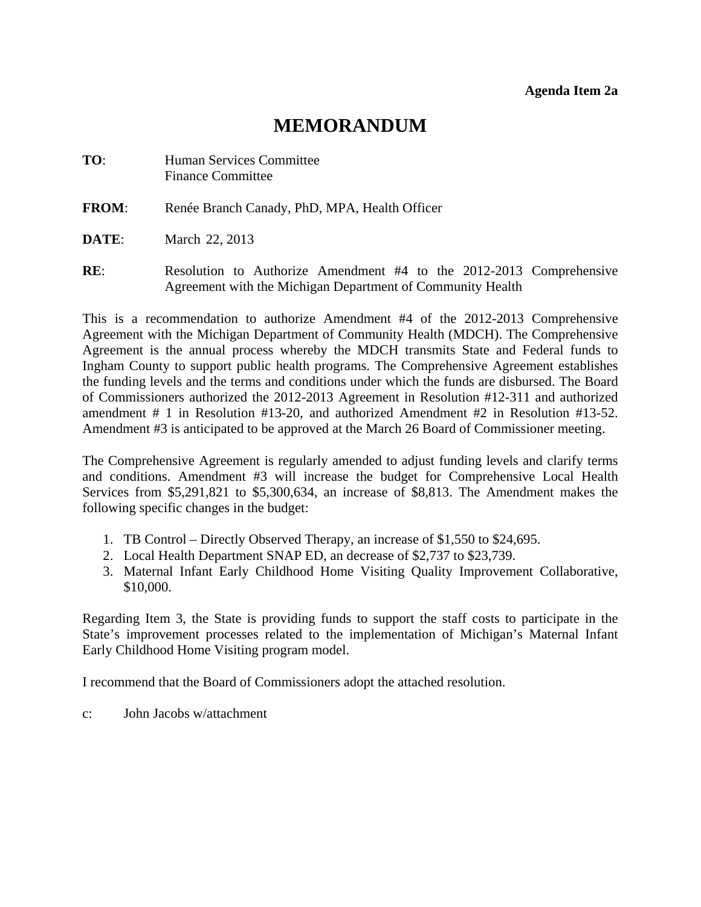**Agenda Item 2a**

# MEMORANDUM

**TO**: Human Services Committee
Finance Committee

**FROM**: Renée Branch Canady, PhD, MPA, Health Officer

**DATE**: March 22, 2013

**RE**: Resolution to Authorize Amendment #4 to the 2012-2013 Comprehensive Agreement with the Michigan Department of Community Health

This is a recommendation to authorize Amendment #4 of the 2012-2013 Comprehensive Agreement with the Michigan Department of Community Health (MDCH). The Comprehensive Agreement is the annual process whereby the MDCH transmits State and Federal funds to Ingham County to support public health programs. The Comprehensive Agreement establishes the funding levels and the terms and conditions under which the funds are disbursed. The Board of Commissioners authorized the 2012-2013 Agreement in Resolution #12-311 and authorized amendment # 1 in Resolution #13-20, and authorized Amendment #2 in Resolution #13-52. Amendment #3 is anticipated to be approved at the March 26 Board of Commissioner meeting.

The Comprehensive Agreement is regularly amended to adjust funding levels and clarify terms and conditions. Amendment #3 will increase the budget for Comprehensive Local Health Services from $5,291,821 to $5,300,634, an increase of $8,813. The Amendment makes the following specific changes in the budget:

1. TB Control – Directly Observed Therapy, an increase of $1,550 to $24,695.
2. Local Health Department SNAP ED, an decrease of $2,737 to $23,739.
3. Maternal Infant Early Childhood Home Visiting Quality Improvement Collaborative, $10,000.

Regarding Item 3, the State is providing funds to support the staff costs to participate in the State's improvement processes related to the implementation of Michigan's Maternal Infant Early Childhood Home Visiting program model.

I recommend that the Board of Commissioners adopt the attached resolution.

c: John Jacobs w/attachment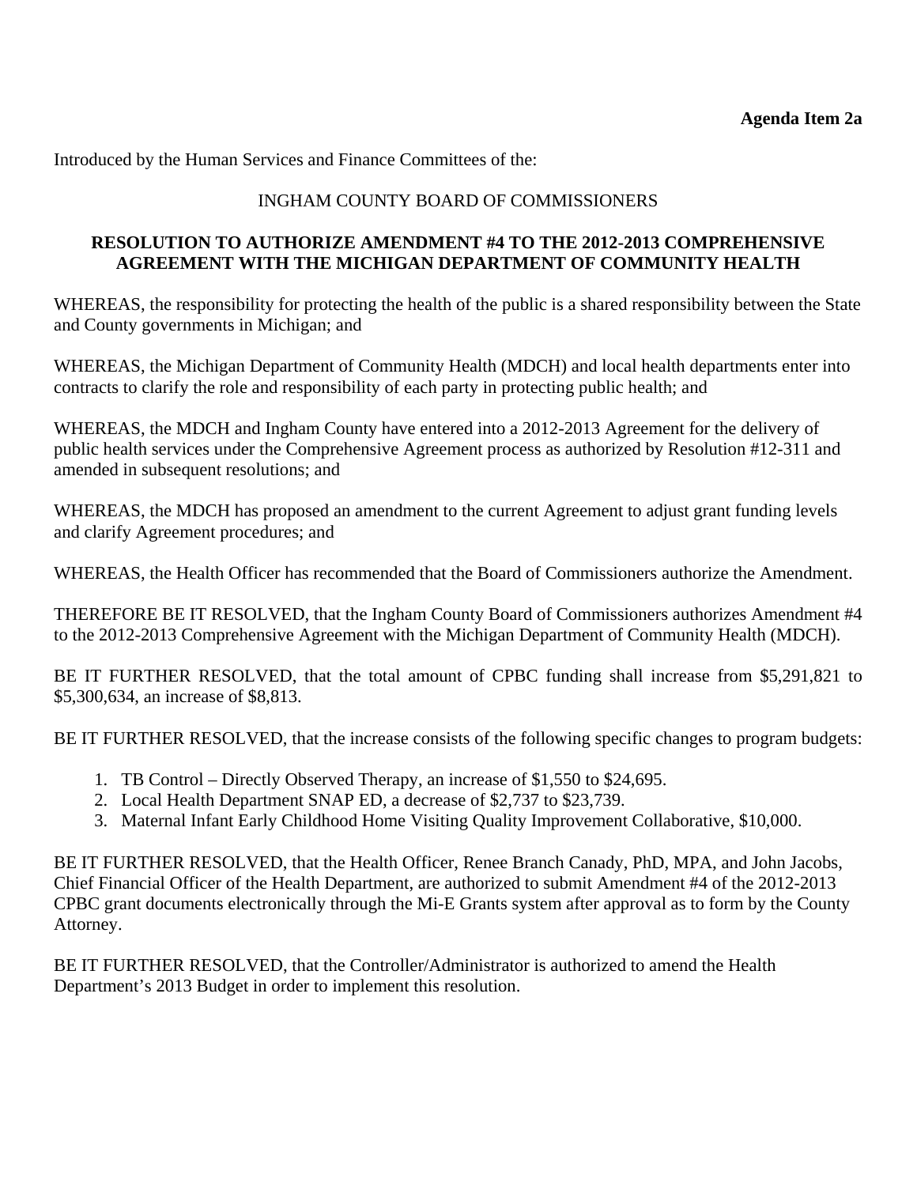**Agenda Item 2a**

Introduced by the Human Services and Finance Committees of the:

INGHAM COUNTY BOARD OF COMMISSIONERS

**RESOLUTION TO AUTHORIZE AMENDMENT #4 TO THE 2012-2013 COMPREHENSIVE AGREEMENT WITH THE MICHIGAN DEPARTMENT OF COMMUNITY HEALTH**

WHEREAS, the responsibility for protecting the health of the public is a shared responsibility between the State and County governments in Michigan; and

WHEREAS, the Michigan Department of Community Health (MDCH) and local health departments enter into contracts to clarify the role and responsibility of each party in protecting public health; and

WHEREAS, the MDCH and Ingham County have entered into a 2012-2013 Agreement for the delivery of public health services under the Comprehensive Agreement process as authorized by Resolution #12-311 and amended in subsequent resolutions; and

WHEREAS, the MDCH has proposed an amendment to the current Agreement to adjust grant funding levels and clarify Agreement procedures; and

WHEREAS, the Health Officer has recommended that the Board of Commissioners authorize the Amendment.

THEREFORE BE IT RESOLVED, that the Ingham County Board of Commissioners authorizes Amendment #4 to the 2012-2013 Comprehensive Agreement with the Michigan Department of Community Health (MDCH).

BE IT FURTHER RESOLVED, that the total amount of CPBC funding shall increase from $5,291,821 to $5,300,634, an increase of $8,813.

BE IT FURTHER RESOLVED, that the increase consists of the following specific changes to program budgets:

1. TB Control – Directly Observed Therapy, an increase of $1,550 to $24,695.
2. Local Health Department SNAP ED, a decrease of $2,737 to $23,739.
3. Maternal Infant Early Childhood Home Visiting Quality Improvement Collaborative, $10,000.

BE IT FURTHER RESOLVED, that the Health Officer, Renee Branch Canady, PhD, MPA, and John Jacobs, Chief Financial Officer of the Health Department, are authorized to submit Amendment #4 of the 2012-2013 CPBC grant documents electronically through the Mi-E Grants system after approval as to form by the County Attorney.

BE IT FURTHER RESOLVED, that the Controller/Administrator is authorized to amend the Health Department's 2013 Budget in order to implement this resolution.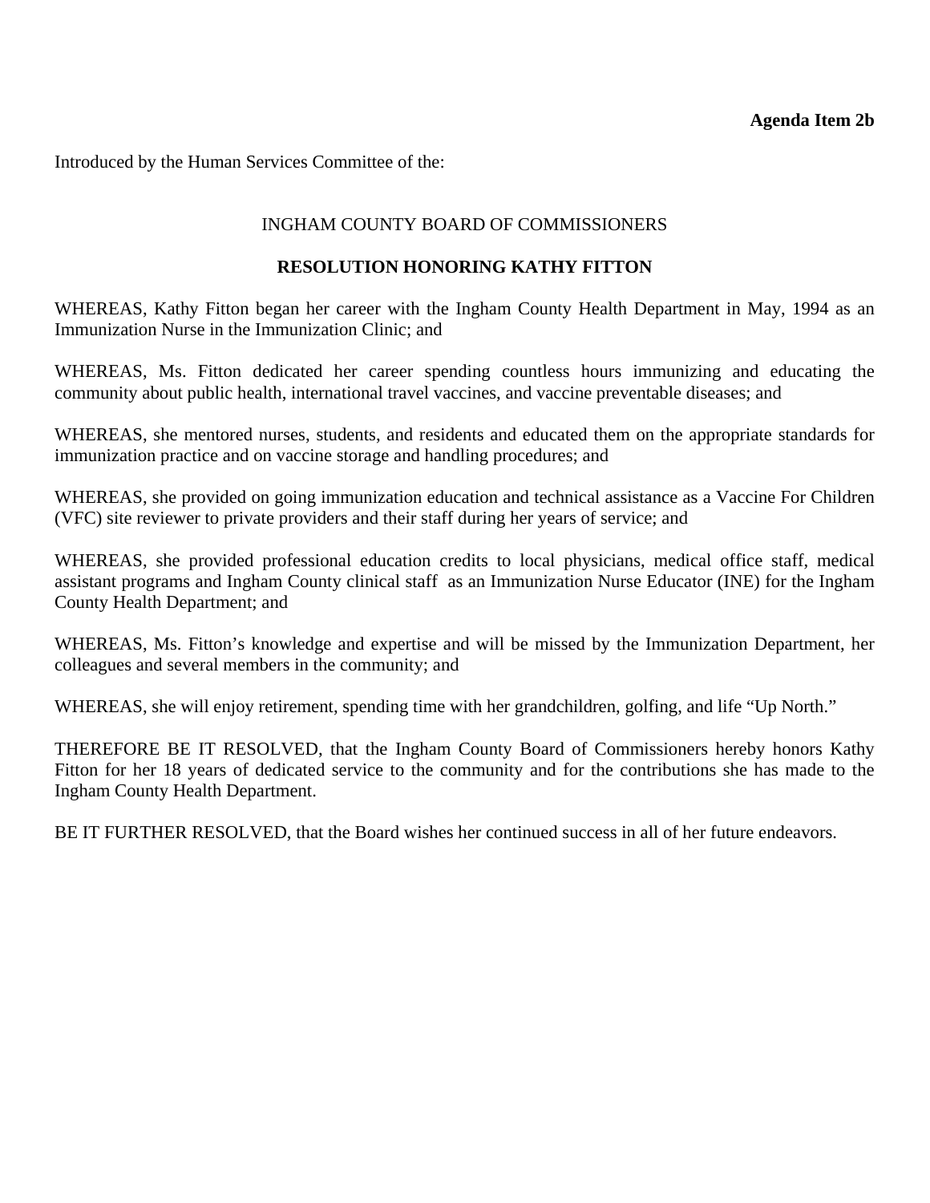**Agenda Item 2b**

Introduced by the Human Services Committee of the:

INGHAM COUNTY BOARD OF COMMISSIONERS

**RESOLUTION HONORING KATHY FITTON**

WHEREAS, Kathy Fitton began her career with the Ingham County Health Department in May, 1994 as an Immunization Nurse in the Immunization Clinic; and

WHEREAS, Ms. Fitton dedicated her career spending countless hours immunizing and educating the community about public health, international travel vaccines, and vaccine preventable diseases; and

WHEREAS, she mentored nurses, students, and residents and educated them on the appropriate standards for immunization practice and on vaccine storage and handling procedures; and

WHEREAS, she provided on going immunization education and technical assistance as a Vaccine For Children (VFC) site reviewer to private providers and their staff during her years of service; and

WHEREAS, she provided professional education credits to local physicians, medical office staff, medical assistant programs and Ingham County clinical staff as an Immunization Nurse Educator (INE) for the Ingham County Health Department; and

WHEREAS, Ms. Fitton's knowledge and expertise and will be missed by the Immunization Department, her colleagues and several members in the community; and

WHEREAS, she will enjoy retirement, spending time with her grandchildren, golfing, and life "Up North."

THEREFORE BE IT RESOLVED, that the Ingham County Board of Commissioners hereby honors Kathy Fitton for her 18 years of dedicated service to the community and for the contributions she has made to the Ingham County Health Department.

BE IT FURTHER RESOLVED, that the Board wishes her continued success in all of her future endeavors.